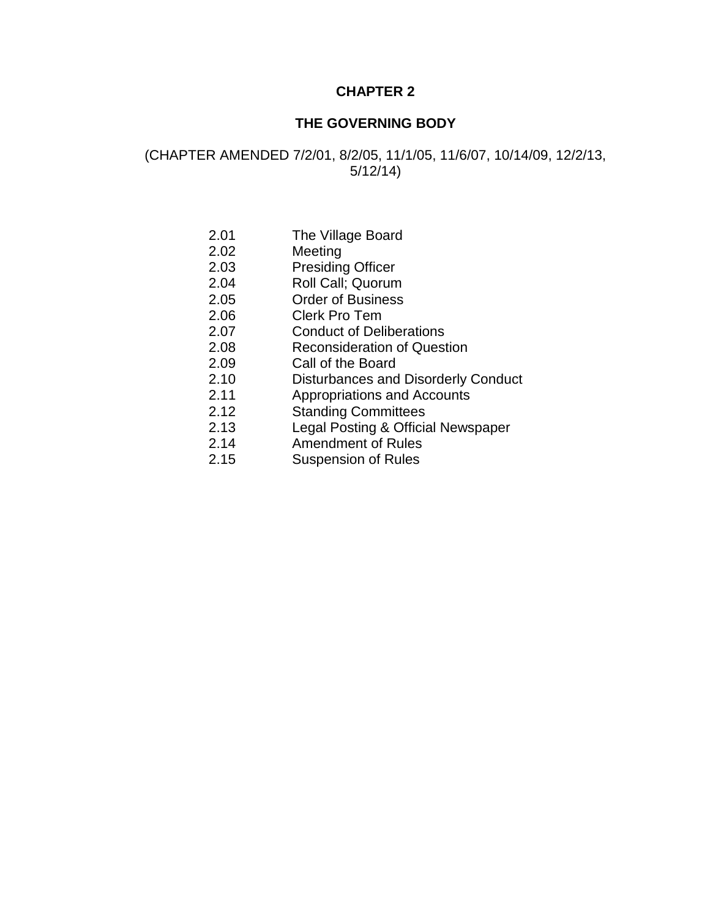# CHAPTER 2

# THE GOVERNING BODY

(CHAPTER AMENDED 7/2/01, 8/2/05, 11/1/05, 11/6/07, 10/14/09, 12/2/13, 5/12/14)

| | |
|---|---|
| 2.01 | The Village Board |
| 2.02 | Meeting |
| 2.03 | Presiding Officer |
| 2.04 | Roll Call; Quorum |
| 2.05 | Order of Business |
| 2.06 | Clerk Pro Tem |
| 2.07 | Conduct of Deliberations |
| 2.08 | Reconsideration of Question |
| 2.09 | Call of the Board |
| 2.10 | Disturbances and Disorderly Conduct |
| 2.11 | Appropriations and Accounts |
| 2.12 | Standing Committees |
| 2.13 | Legal Posting & Official Newspaper |
| 2.14 | Amendment of Rules |
| 2.15 | Suspension of Rules |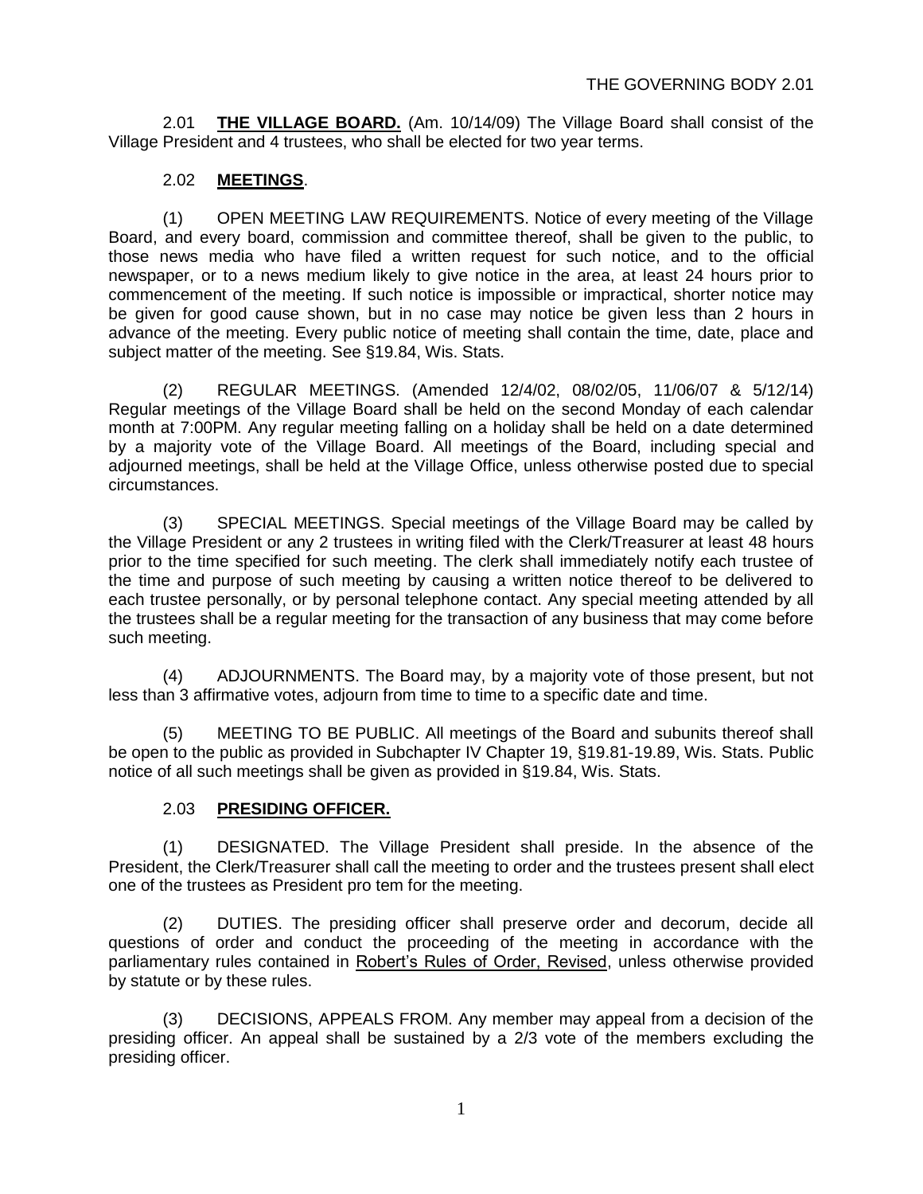2.01 **THE VILLAGE BOARD.** (Am. 10/14/09) The Village Board shall consist of the Village President and 4 trustees, who shall be elected for two year terms.

2.02 **MEETINGS**.

(1) OPEN MEETING LAW REQUIREMENTS. Notice of every meeting of the Village Board, and every board, commission and committee thereof, shall be given to the public, to those news media who have filed a written request for such notice, and to the official newspaper, or to a news medium likely to give notice in the area, at least 24 hours prior to commencement of the meeting. If such notice is impossible or impractical, shorter notice may be given for good cause shown, but in no case may notice be given less than 2 hours in advance of the meeting. Every public notice of meeting shall contain the time, date, place and subject matter of the meeting. See §19.84, Wis. Stats.

(2) REGULAR MEETINGS. (Amended 12/4/02, 08/02/05, 11/06/07 & 5/12/14) Regular meetings of the Village Board shall be held on the second Monday of each calendar month at 7:00PM. Any regular meeting falling on a holiday shall be held on a date determined by a majority vote of the Village Board. All meetings of the Board, including special and adjourned meetings, shall be held at the Village Office, unless otherwise posted due to special circumstances.

(3) SPECIAL MEETINGS. Special meetings of the Village Board may be called by the Village President or any 2 trustees in writing filed with the Clerk/Treasurer at least 48 hours prior to the time specified for such meeting. The clerk shall immediately notify each trustee of the time and purpose of such meeting by causing a written notice thereof to be delivered to each trustee personally, or by personal telephone contact. Any special meeting attended by all the trustees shall be a regular meeting for the transaction of any business that may come before such meeting.

(4) ADJOURNMENTS. The Board may, by a majority vote of those present, but not less than 3 affirmative votes, adjourn from time to time to a specific date and time.

(5) MEETING TO BE PUBLIC. All meetings of the Board and subunits thereof shall be open to the public as provided in Subchapter IV Chapter 19, §19.81-19.89, Wis. Stats. Public notice of all such meetings shall be given as provided in §19.84, Wis. Stats.

2.03 **PRESIDING OFFICER.**

(1) DESIGNATED. The Village President shall preside. In the absence of the President, the Clerk/Treasurer shall call the meeting to order and the trustees present shall elect one of the trustees as President pro tem for the meeting.

(2) DUTIES. The presiding officer shall preserve order and decorum, decide all questions of order and conduct the proceeding of the meeting in accordance with the parliamentary rules contained in Robert's Rules of Order, Revised, unless otherwise provided by statute or by these rules.

(3) DECISIONS, APPEALS FROM. Any member may appeal from a decision of the presiding officer. An appeal shall be sustained by a 2/3 vote of the members excluding the presiding officer.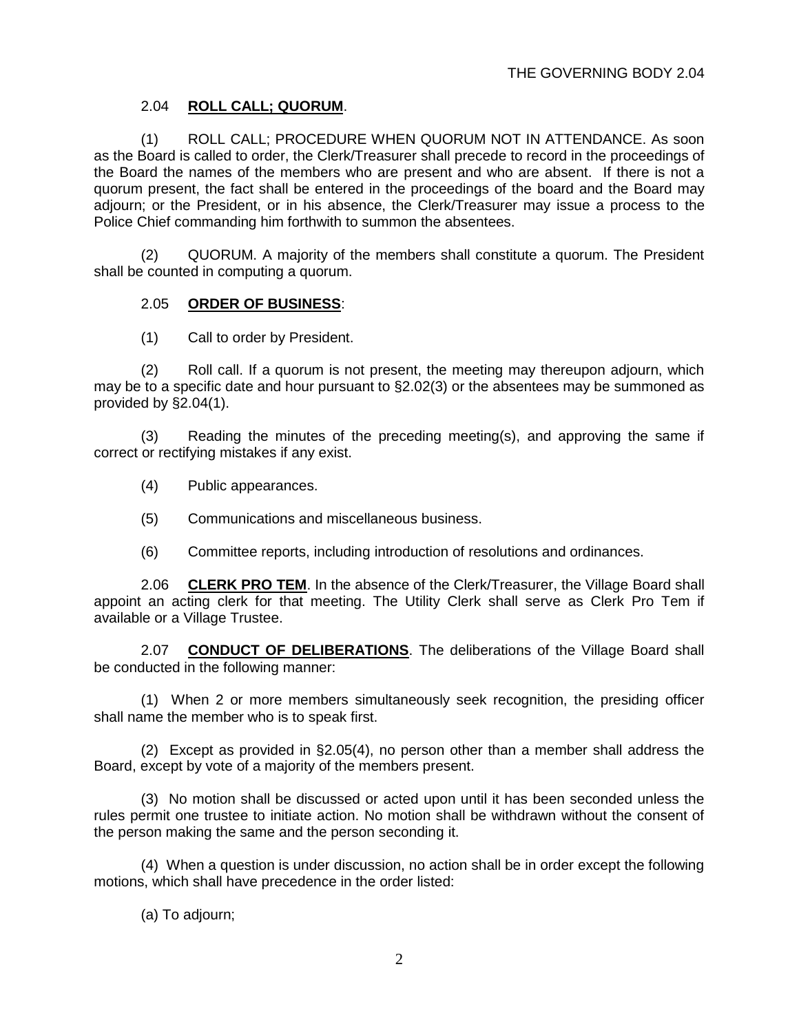## 2.04 **ROLL CALL; QUORUM**.

(1) ROLL CALL; PROCEDURE WHEN QUORUM NOT IN ATTENDANCE. As soon as the Board is called to order, the Clerk/Treasurer shall precede to record in the proceedings of the Board the names of the members who are present and who are absent. If there is not a quorum present, the fact shall be entered in the proceedings of the board and the Board may adjourn; or the President, or in his absence, the Clerk/Treasurer may issue a process to the Police Chief commanding him forthwith to summon the absentees.

(2) QUORUM. A majority of the members shall constitute a quorum. The President shall be counted in computing a quorum.

## 2.05 **ORDER OF BUSINESS**:

(1) Call to order by President.

(2) Roll call. If a quorum is not present, the meeting may thereupon adjourn, which may be to a specific date and hour pursuant to §2.02(3) or the absentees may be summoned as provided by §2.04(1).

(3) Reading the minutes of the preceding meeting(s), and approving the same if correct or rectifying mistakes if any exist.

(4) Public appearances.

(5) Communications and miscellaneous business.

(6) Committee reports, including introduction of resolutions and ordinances.

## 2.06 **CLERK PRO TEM**.

In the absence of the Clerk/Treasurer, the Village Board shall appoint an acting clerk for that meeting. The Utility Clerk shall serve as Clerk Pro Tem if available or a Village Trustee.

## 2.07 **CONDUCT OF DELIBERATIONS**.

The deliberations of the Village Board shall be conducted in the following manner:

(1) When 2 or more members simultaneously seek recognition, the presiding officer shall name the member who is to speak first.

(2) Except as provided in §2.05(4), no person other than a member shall address the Board, except by vote of a majority of the members present.

(3) No motion shall be discussed or acted upon until it has been seconded unless the rules permit one trustee to initiate action. No motion shall be withdrawn without the consent of the person making the same and the person seconding it.

(4) When a question is under discussion, no action shall be in order except the following motions, which shall have precedence in the order listed:

(a) To adjourn;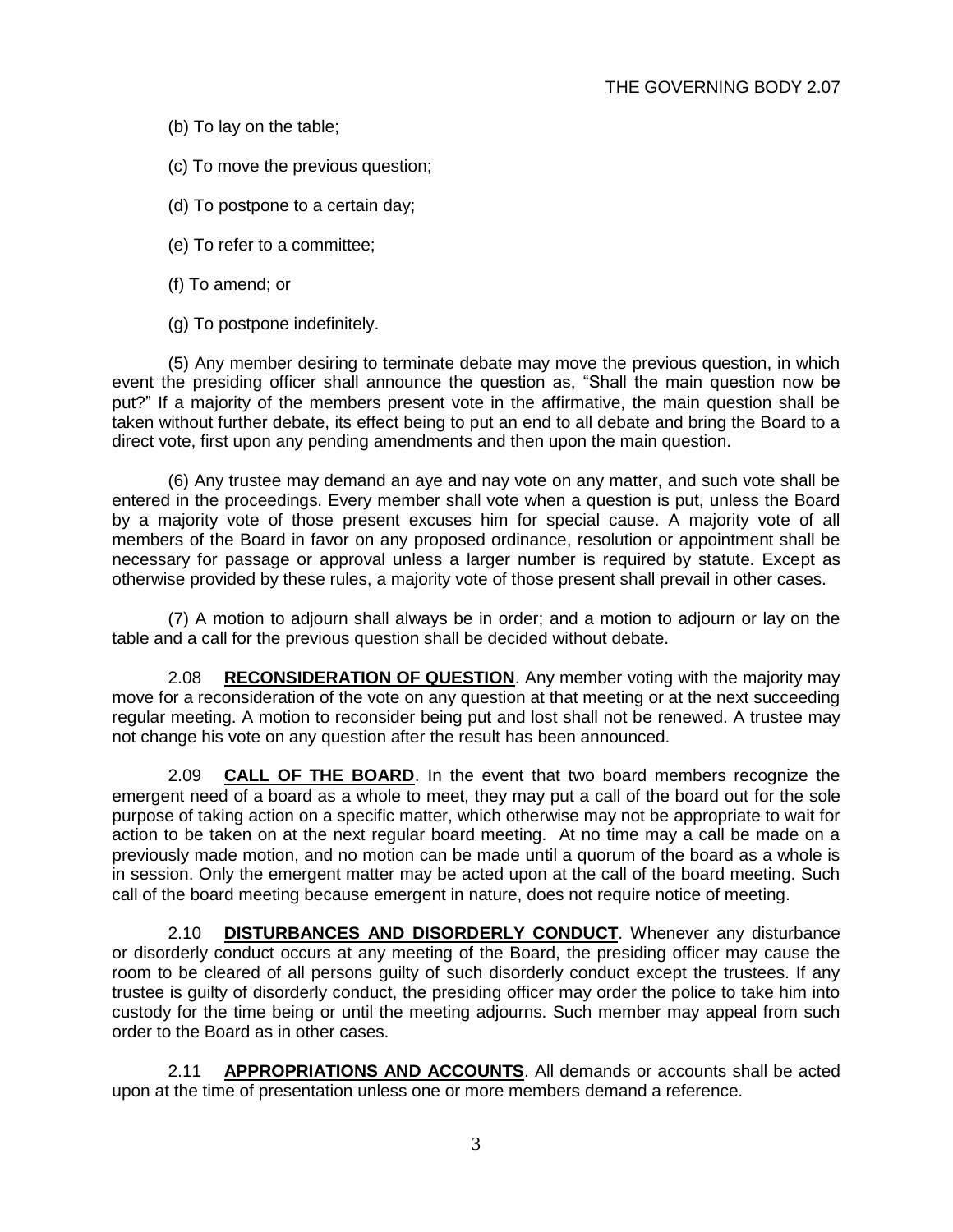(b) To lay on the table;

(c) To move the previous question;

(d) To postpone to a certain day;

(e) To refer to a committee;

(f) To amend; or

(g) To postpone indefinitely.

(5) Any member desiring to terminate debate may move the previous question, in which event the presiding officer shall announce the question as, "Shall the main question now be put?" If a majority of the members present vote in the affirmative, the main question shall be taken without further debate, its effect being to put an end to all debate and bring the Board to a direct vote, first upon any pending amendments and then upon the main question.

(6) Any trustee may demand an aye and nay vote on any matter, and such vote shall be entered in the proceedings. Every member shall vote when a question is put, unless the Board by a majority vote of those present excuses him for special cause. A majority vote of all members of the Board in favor on any proposed ordinance, resolution or appointment shall be necessary for passage or approval unless a larger number is required by statute. Except as otherwise provided by these rules, a majority vote of those present shall prevail in other cases.

(7) A motion to adjourn shall always be in order; and a motion to adjourn or lay on the table and a call for the previous question shall be decided without debate.

2.08 **RECONSIDERATION OF QUESTION**. Any member voting with the majority may move for a reconsideration of the vote on any question at that meeting or at the next succeeding regular meeting. A motion to reconsider being put and lost shall not be renewed. A trustee may not change his vote on any question after the result has been announced.

2.09 **CALL OF THE BOARD**. In the event that two board members recognize the emergent need of a board as a whole to meet, they may put a call of the board out for the sole purpose of taking action on a specific matter, which otherwise may not be appropriate to wait for action to be taken on at the next regular board meeting. At no time may a call be made on a previously made motion, and no motion can be made until a quorum of the board as a whole is in session. Only the emergent matter may be acted upon at the call of the board meeting. Such call of the board meeting because emergent in nature, does not require notice of meeting.

2.10 **DISTURBANCES AND DISORDERLY CONDUCT**. Whenever any disturbance or disorderly conduct occurs at any meeting of the Board, the presiding officer may cause the room to be cleared of all persons guilty of such disorderly conduct except the trustees. If any trustee is guilty of disorderly conduct, the presiding officer may order the police to take him into custody for the time being or until the meeting adjourns. Such member may appeal from such order to the Board as in other cases.

2.11 **APPROPRIATIONS AND ACCOUNTS**. All demands or accounts shall be acted upon at the time of presentation unless one or more members demand a reference.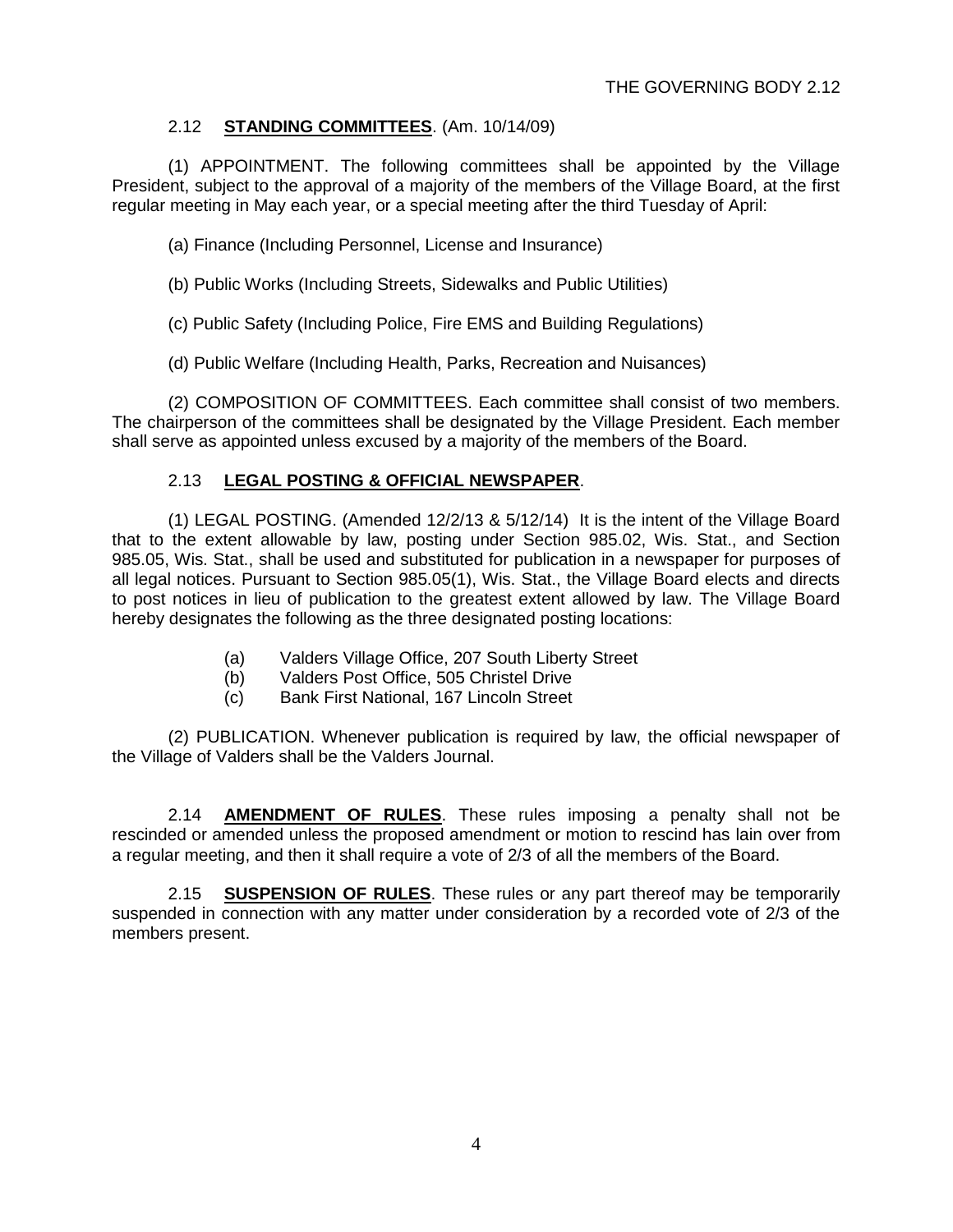2.12 **STANDING COMMITTEES**. (Am. 10/14/09)

(1) APPOINTMENT. The following committees shall be appointed by the Village President, subject to the approval of a majority of the members of the Village Board, at the first regular meeting in May each year, or a special meeting after the third Tuesday of April:

(a) Finance (Including Personnel, License and Insurance)

(b) Public Works (Including Streets, Sidewalks and Public Utilities)

(c) Public Safety (Including Police, Fire EMS and Building Regulations)

(d) Public Welfare (Including Health, Parks, Recreation and Nuisances)

(2) COMPOSITION OF COMMITTEES. Each committee shall consist of two members. The chairperson of the committees shall be designated by the Village President. Each member shall serve as appointed unless excused by a majority of the members of the Board.

2.13 **LEGAL POSTING & OFFICIAL NEWSPAPER**.

(1) LEGAL POSTING. (Amended 12/2/13 & 5/12/14) It is the intent of the Village Board that to the extent allowable by law, posting under Section 985.02, Wis. Stat., and Section 985.05, Wis. Stat., shall be used and substituted for publication in a newspaper for purposes of all legal notices. Pursuant to Section 985.05(1), Wis. Stat., the Village Board elects and directs to post notices in lieu of publication to the greatest extent allowed by law. The Village Board hereby designates the following as the three designated posting locations:

(a) Valders Village Office, 207 South Liberty Street
(b) Valders Post Office, 505 Christel Drive
(c) Bank First National, 167 Lincoln Street

(2) PUBLICATION. Whenever publication is required by law, the official newspaper of the Village of Valders shall be the Valders Journal.

2.14 **AMENDMENT OF RULES**. These rules imposing a penalty shall not be rescinded or amended unless the proposed amendment or motion to rescind has lain over from a regular meeting, and then it shall require a vote of 2/3 of all the members of the Board.

2.15 **SUSPENSION OF RULES**. These rules or any part thereof may be temporarily suspended in connection with any matter under consideration by a recorded vote of 2/3 of the members present.